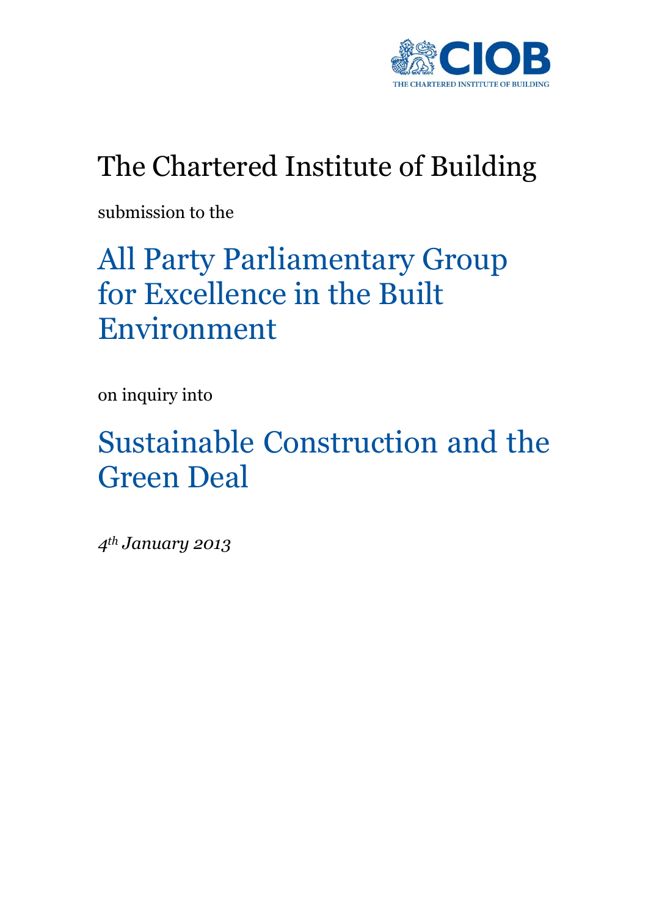CIOB

THE CHARTERED INSTITUTE OF BUILDING

# The Chartered Institute of Building

submission to the

# All Party Parliamentary Group for Excellence in the Built Environment

on inquiry into

# Sustainable Construction and the Green Deal

*4th January 2013*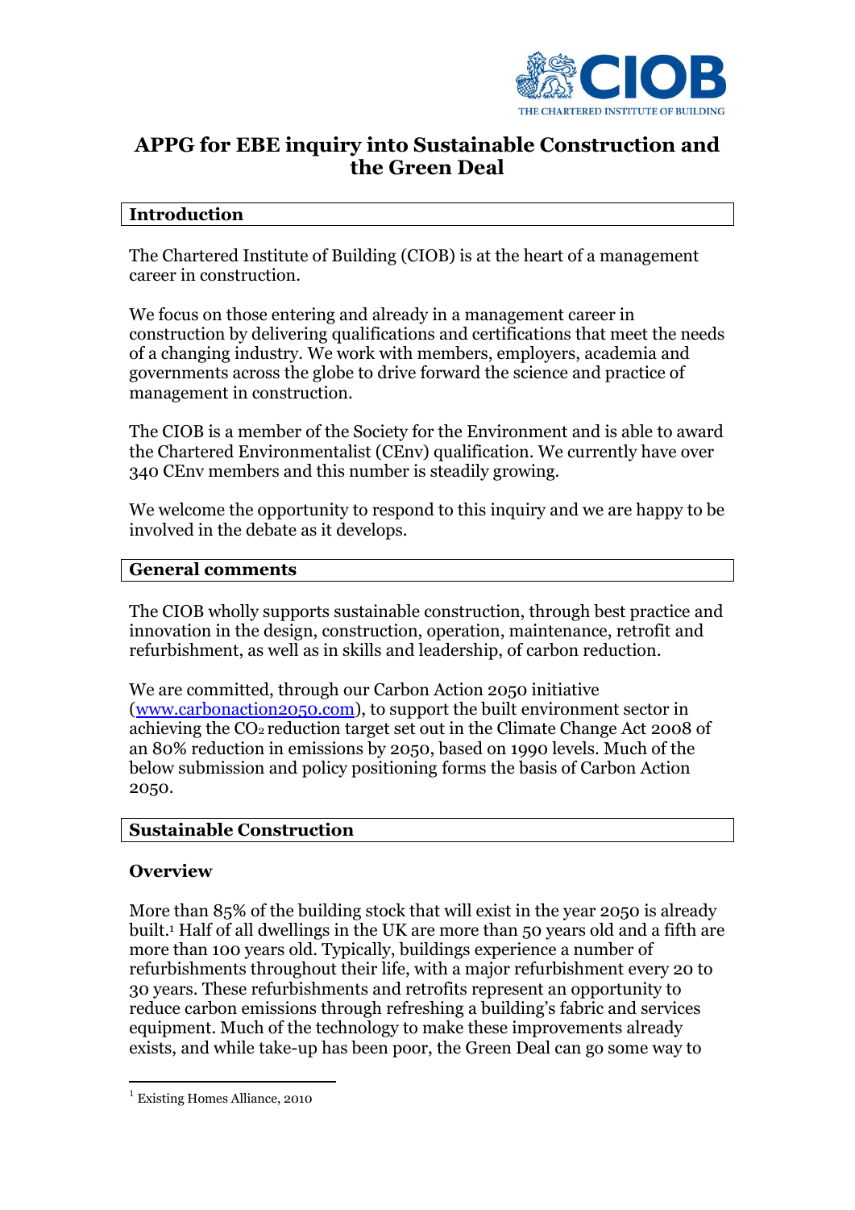# APPG for EBE inquiry into Sustainable Construction and the Green Deal

## Introduction

The Chartered Institute of Building (CIOB) is at the heart of a management career in construction.

We focus on those entering and already in a management career in construction by delivering qualifications and certifications that meet the needs of a changing industry. We work with members, employers, academia and governments across the globe to drive forward the science and practice of management in construction.

The CIOB is a member of the Society for the Environment and is able to award the Chartered Environmentalist (CEnv) qualification. We currently have over 340 CEnv members and this number is steadily growing.

We welcome the opportunity to respond to this inquiry and we are happy to be involved in the debate as it develops.

## General comments

The CIOB wholly supports sustainable construction, through best practice and innovation in the design, construction, operation, maintenance, retrofit and refurbishment, as well as in skills and leadership, of carbon reduction.

We are committed, through our Carbon Action 2050 initiative ([www.carbonaction2050.com](www.carbonaction2050.com)), to support the built environment sector in achieving the $CO_2$ reduction target set out in the Climate Change Act 2008 of an 80% reduction in emissions by 2050, based on 1990 levels. Much of the below submission and policy positioning forms the basis of Carbon Action 2050.

## Sustainable Construction

### Overview

More than 85% of the building stock that will exist in the year 2050 is already built.[1] Half of all dwellings in the UK are more than 50 years old and a fifth are more than 100 years old. Typically, buildings experience a number of refurbishments throughout their life, with a major refurbishment every 20 to 30 years. These refurbishments and retrofits represent an opportunity to reduce carbon emissions through refreshing a building's fabric and services equipment. Much of the technology to make these improvements already exists, and while take-up has been poor, the Green Deal can go some way to

[1] Existing Homes Alliance, 2010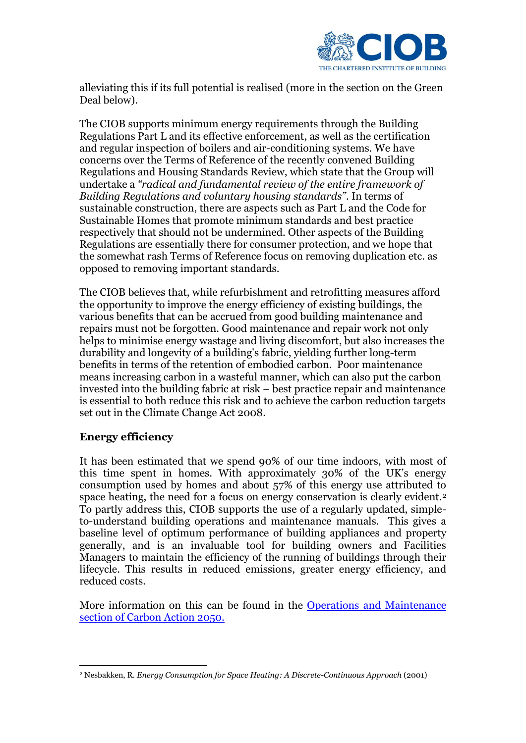alleviating this if its full potential is realised (more in the section on the Green Deal below).

The CIOB supports minimum energy requirements through the Building Regulations Part L and its effective enforcement, as well as the certification and regular inspection of boilers and air-conditioning systems. We have concerns over the Terms of Reference of the recently convened Building Regulations and Housing Standards Review, which state that the Group will undertake a *"radical and fundamental review of the entire framework of Building Regulations and voluntary housing standards"*. In terms of sustainable construction, there are aspects such as Part L and the Code for Sustainable Homes that promote minimum standards and best practice respectively that should not be undermined. Other aspects of the Building Regulations are essentially there for consumer protection, and we hope that the somewhat rash Terms of Reference focus on removing duplication etc. as opposed to removing important standards.

The CIOB believes that, while refurbishment and retrofitting measures afford the opportunity to improve the energy efficiency of existing buildings, the various benefits that can be accrued from good building maintenance and repairs must not be forgotten. Good maintenance and repair work not only helps to minimise energy wastage and living discomfort, but also increases the durability and longevity of a building's fabric, yielding further long-term benefits in terms of the retention of embodied carbon. Poor maintenance means increasing carbon in a wasteful manner, which can also put the carbon invested into the building fabric at risk – best practice repair and maintenance is essential to both reduce this risk and to achieve the carbon reduction targets set out in the Climate Change Act 2008.

## Energy efficiency

It has been estimated that we spend 90% of our time indoors, with most of this time spent in homes. With approximately 30% of the UK's energy consumption used by homes and about 57% of this energy use attributed to space heating, the need for a focus on energy conservation is clearly evident.[2] To partly address this, CIOB supports the use of a regularly updated, simple-to-understand building operations and maintenance manuals. This gives a baseline level of optimum performance of building appliances and property generally, and is an invaluable tool for building owners and Facilities Managers to maintain the efficiency of the running of buildings through their lifecycle. This results in reduced emissions, greater energy efficiency, and reduced costs.

More information on this can be found in the [Operations and Maintenance section of Carbon Action 2050.]()

---

[2] Nesbakken, R. *Energy Consumption for Space Heating: A Discrete-Continuous Approach* (2001)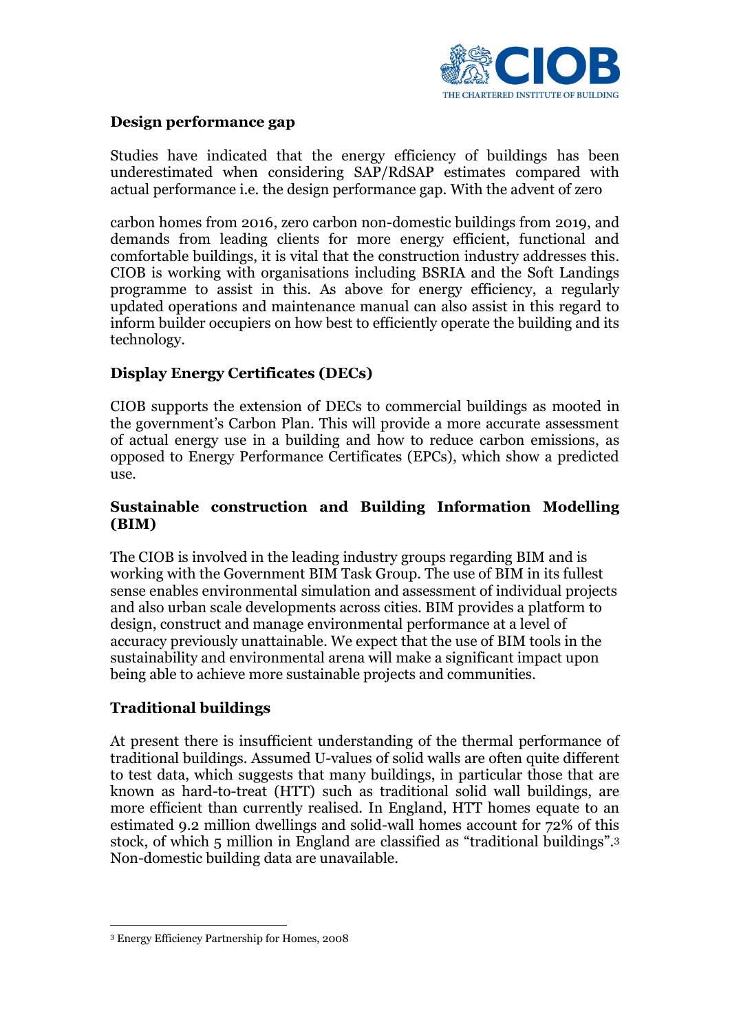## Design performance gap

Studies have indicated that the energy efficiency of buildings has been underestimated when considering SAP/RdSAP estimates compared with actual performance i.e. the design performance gap. With the advent of zero carbon homes from 2016, zero carbon non-domestic buildings from 2019, and demands from leading clients for more energy efficient, functional and comfortable buildings, it is vital that the construction industry addresses this. CIOB is working with organisations including BSRIA and the Soft Landings programme to assist in this. As above for energy efficiency, a regularly updated operations and maintenance manual can also assist in this regard to inform builder occupiers on how best to efficiently operate the building and its technology.

## Display Energy Certificates (DECs)

CIOB supports the extension of DECs to commercial buildings as mooted in the government's Carbon Plan. This will provide a more accurate assessment of actual energy use in a building and how to reduce carbon emissions, as opposed to Energy Performance Certificates (EPCs), which show a predicted use.

## Sustainable construction and Building Information Modelling (BIM)

The CIOB is involved in the leading industry groups regarding BIM and is working with the Government BIM Task Group. The use of BIM in its fullest sense enables environmental simulation and assessment of individual projects and also urban scale developments across cities. BIM provides a platform to design, construct and manage environmental performance at a level of accuracy previously unattainable. We expect that the use of BIM tools in the sustainability and environmental arena will make a significant impact upon being able to achieve more sustainable projects and communities.

## Traditional buildings

At present there is insufficient understanding of the thermal performance of traditional buildings. Assumed U-values of solid walls are often quite different to test data, which suggests that many buildings, in particular those that are known as hard-to-treat (HTT) such as traditional solid wall buildings, are more efficient than currently realised. In England, HTT homes equate to an estimated 9.2 million dwellings and solid-wall homes account for 72% of this stock, of which 5 million in England are classified as "traditional buildings".[3] Non-domestic building data are unavailable.

---

[3] Energy Efficiency Partnership for Homes, 2008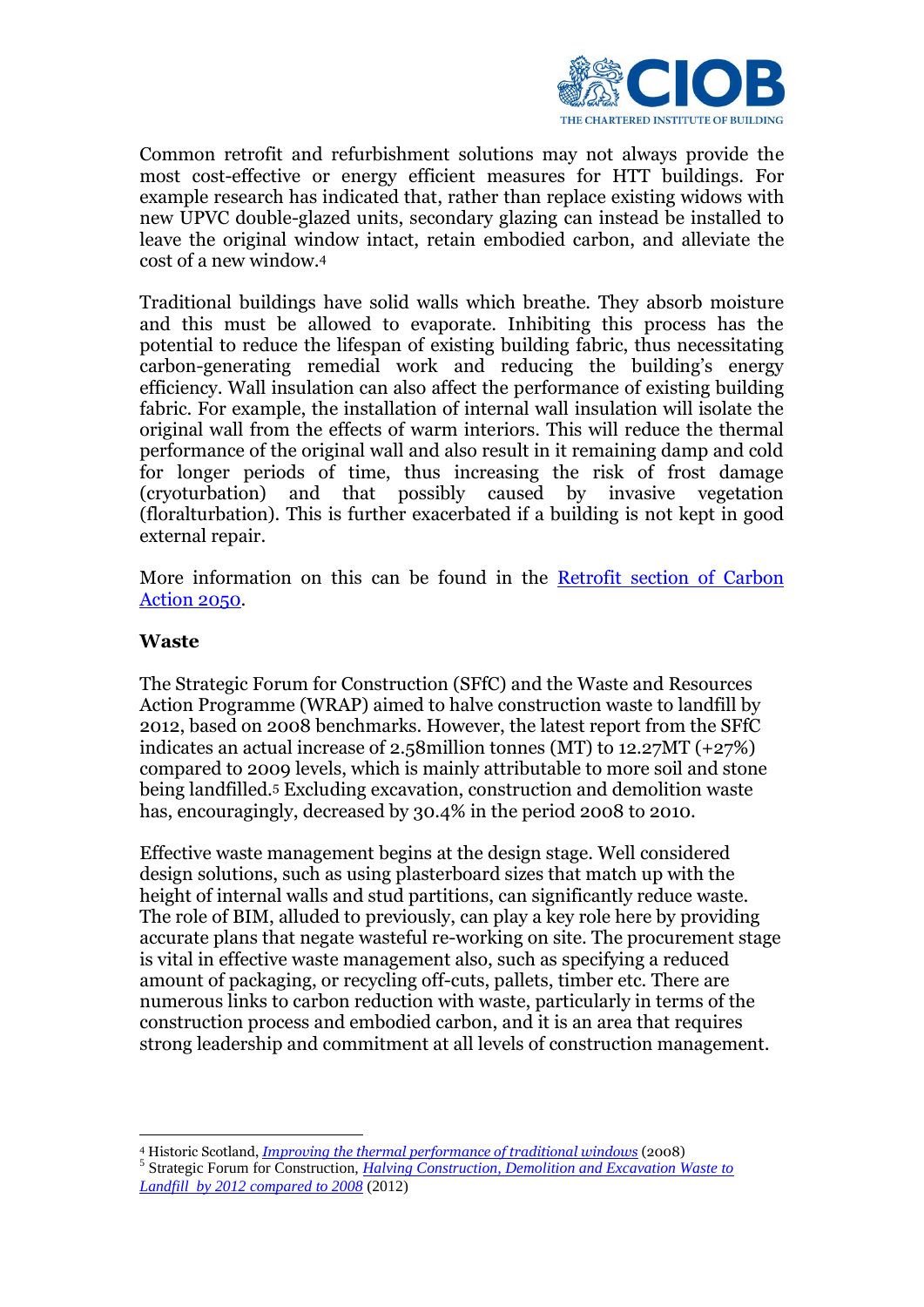Common retrofit and refurbishment solutions may not always provide the most cost-effective or energy efficient measures for HTT buildings. For example research has indicated that, rather than replace existing widows with new UPVC double-glazed units, secondary glazing can instead be installed to leave the original window intact, retain embodied carbon, and alleviate the cost of a new window.[4]

Traditional buildings have solid walls which breathe. They absorb moisture and this must be allowed to evaporate. Inhibiting this process has the potential to reduce the lifespan of existing building fabric, thus necessitating carbon-generating remedial work and reducing the building's energy efficiency. Wall insulation can also affect the performance of existing building fabric. For example, the installation of internal wall insulation will isolate the original wall from the effects of warm interiors. This will reduce the thermal performance of the original wall and also result in it remaining damp and cold for longer periods of time, thus increasing the risk of frost damage (cryoturbation) and that possibly caused by invasive vegetation (floralturbation). This is further exacerbated if a building is not kept in good external repair.

More information on this can be found in the [Retrofit section of Carbon Action 2050](#).

**Waste**

The Strategic Forum for Construction (SFfC) and the Waste and Resources Action Programme (WRAP) aimed to halve construction waste to landfill by 2012, based on 2008 benchmarks. However, the latest report from the SFfC indicates an actual increase of 2.58million tonnes (MT) to 12.27MT (+27%) compared to 2009 levels, which is mainly attributable to more soil and stone being landfilled.[5] Excluding excavation, construction and demolition waste has, encouragingly, decreased by 30.4% in the period 2008 to 2010.

Effective waste management begins at the design stage. Well considered design solutions, such as using plasterboard sizes that match up with the height of internal walls and stud partitions, can significantly reduce waste. The role of BIM, alluded to previously, can play a key role here by providing accurate plans that negate wasteful re-working on site. The procurement stage is vital in effective waste management also, such as specifying a reduced amount of packaging, or recycling off-cuts, pallets, timber etc. There are numerous links to carbon reduction with waste, particularly in terms of the construction process and embodied carbon, and it is an area that requires strong leadership and commitment at all levels of construction management.

---

[4] Historic Scotland, *Improving the thermal performance of traditional windows* (2008)

[5] Strategic Forum for Construction, *Halving Construction, Demolition and Excavation Waste to Landfill by 2012 compared to 2008* (2012)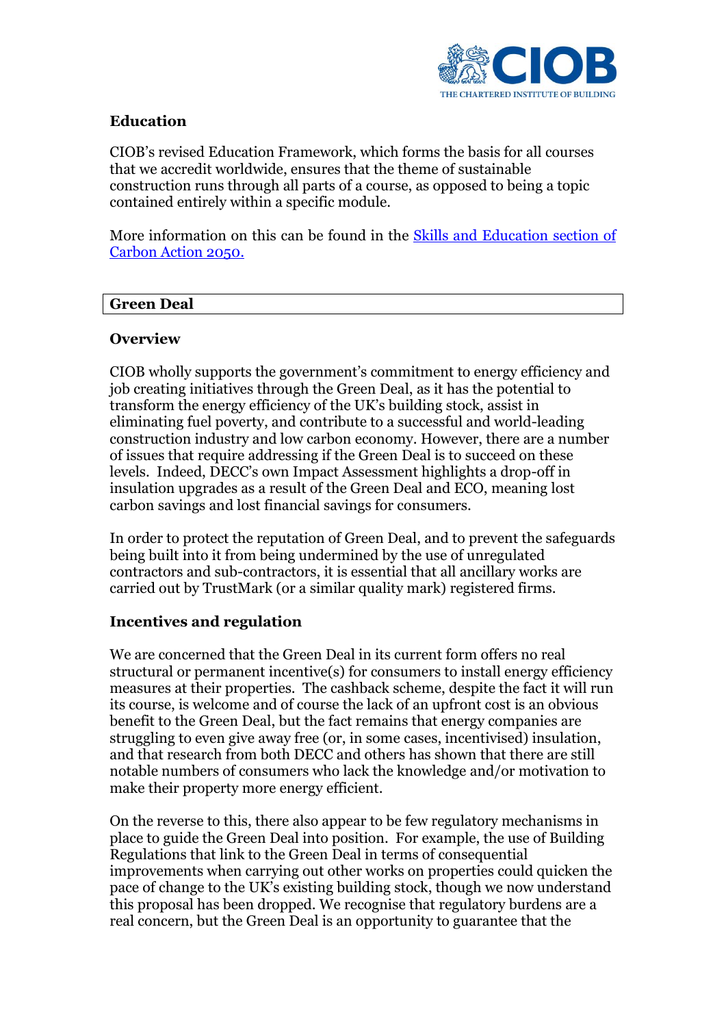**Education**

CIOB's revised Education Framework, which forms the basis for all courses that we accredit worldwide, ensures that the theme of sustainable construction runs through all parts of a course, as opposed to being a topic contained entirely within a specific module.

More information on this can be found in the [Skills and Education section of Carbon Action 2050.]()

## Green Deal

**Overview**

CIOB wholly supports the government's commitment to energy efficiency and job creating initiatives through the Green Deal, as it has the potential to transform the energy efficiency of the UK's building stock, assist in eliminating fuel poverty, and contribute to a successful and world-leading construction industry and low carbon economy. However, there are a number of issues that require addressing if the Green Deal is to succeed on these levels. Indeed, DECC's own Impact Assessment highlights a drop-off in insulation upgrades as a result of the Green Deal and ECO, meaning lost carbon savings and lost financial savings for consumers.

In order to protect the reputation of Green Deal, and to prevent the safeguards being built into it from being undermined by the use of unregulated contractors and sub-contractors, it is essential that all ancillary works are carried out by TrustMark (or a similar quality mark) registered firms.

**Incentives and regulation**

We are concerned that the Green Deal in its current form offers no real structural or permanent incentive(s) for consumers to install energy efficiency measures at their properties. The cashback scheme, despite the fact it will run its course, is welcome and of course the lack of an upfront cost is an obvious benefit to the Green Deal, but the fact remains that energy companies are struggling to even give away free (or, in some cases, incentivised) insulation, and that research from both DECC and others has shown that there are still notable numbers of consumers who lack the knowledge and/or motivation to make their property more energy efficient.

On the reverse to this, there also appear to be few regulatory mechanisms in place to guide the Green Deal into position. For example, the use of Building Regulations that link to the Green Deal in terms of consequential improvements when carrying out other works on properties could quicken the pace of change to the UK's existing building stock, though we now understand this proposal has been dropped. We recognise that regulatory burdens are a real concern, but the Green Deal is an opportunity to guarantee that the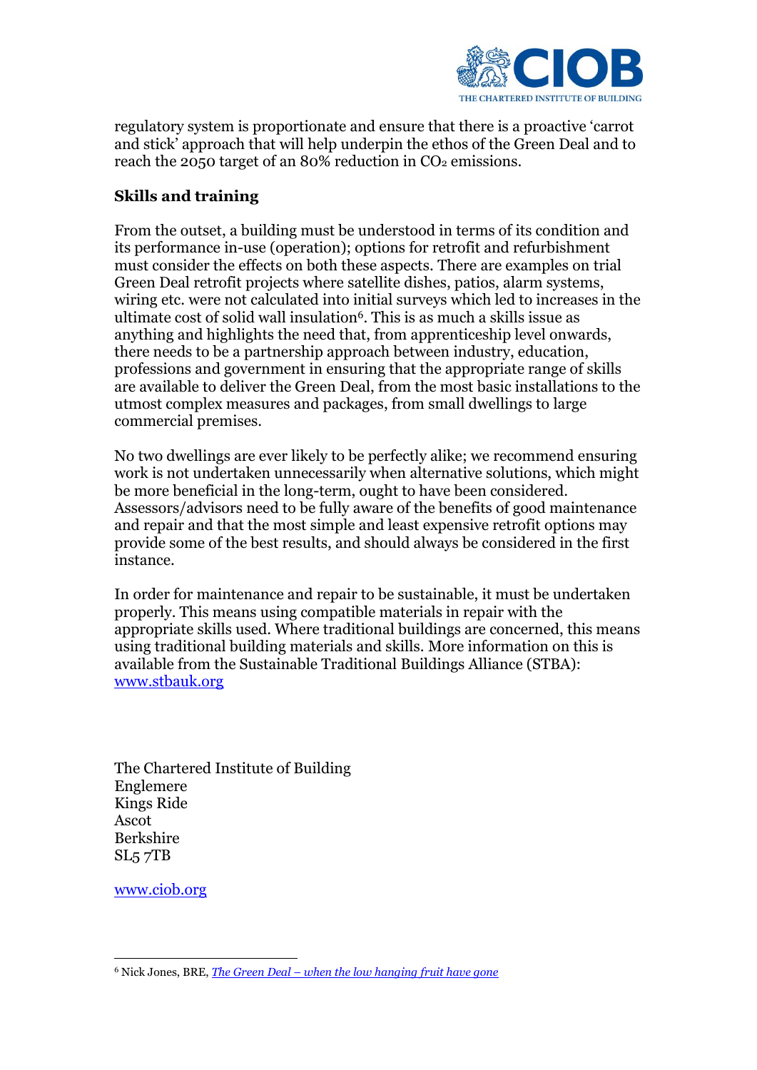regulatory system is proportionate and ensure that there is a proactive 'carrot and stick' approach that will help underpin the ethos of the Green Deal and to reach the 2050 target of an 80% reduction in $CO_2$ emissions.

## Skills and training

From the outset, a building must be understood in terms of its condition and its performance in-use (operation); options for retrofit and refurbishment must consider the effects on both these aspects. There are examples on trial Green Deal retrofit projects where satellite dishes, patios, alarm systems, wiring etc. were not calculated into initial surveys which led to increases in the ultimate cost of solid wall insulation[6]. This is as much a skills issue as anything and highlights the need that, from apprenticeship level onwards, there needs to be a partnership approach between industry, education, professions and government in ensuring that the appropriate range of skills are available to deliver the Green Deal, from the most basic installations to the utmost complex measures and packages, from small dwellings to large commercial premises.

No two dwellings are ever likely to be perfectly alike; we recommend ensuring work is not undertaken unnecessarily when alternative solutions, which might be more beneficial in the long-term, ought to have been considered. Assessors/advisors need to be fully aware of the benefits of good maintenance and repair and that the most simple and least expensive retrofit options may provide some of the best results, and should always be considered in the first instance.

In order for maintenance and repair to be sustainable, it must be undertaken properly. This means using compatible materials in repair with the appropriate skills used. Where traditional buildings are concerned, this means using traditional building materials and skills. More information on this is available from the Sustainable Traditional Buildings Alliance (STBA): www.stbauk.org

The Chartered Institute of Building
Englemere
Kings Ride
Ascot
Berkshire
SL5 7TB

www.ciob.org

---

[6] Nick Jones, BRE, *The Green Deal – when the low hanging fruit have gone*